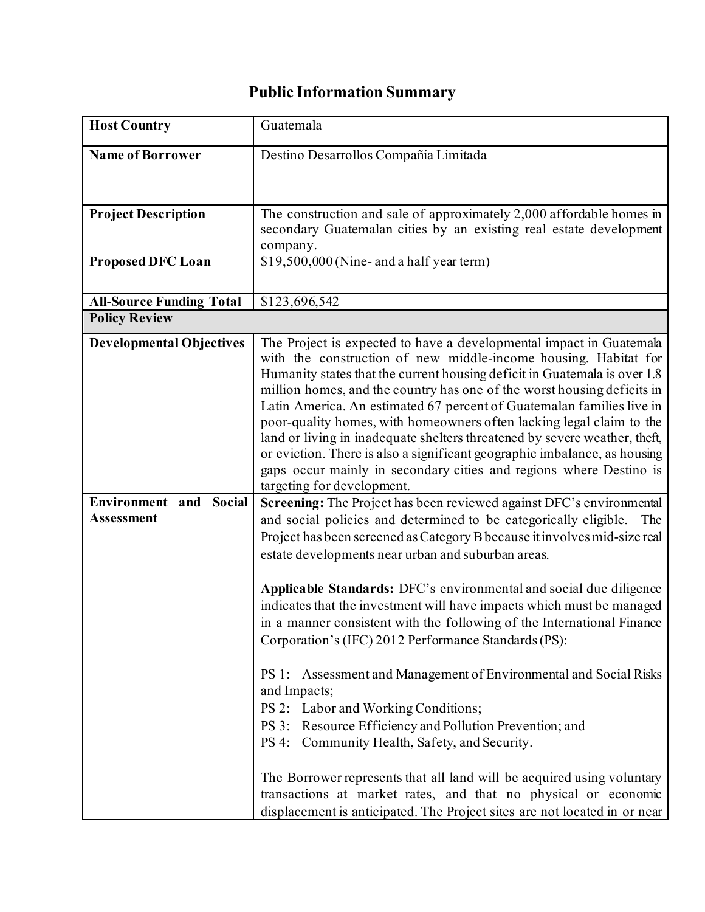# Public Information Summary

| Host Country | Guatemala |
|---|---|
| **Name of Borrower** | Destino Desarrollos Compañía Limitada |
| **Project Description** | The construction and sale of approximately 2,000 affordable homes in secondary Guatemalan cities by an existing real estate development company. |
| **Proposed DFC Loan** | $19,500,000 (Nine- and a half year term) |
| **All-Source Funding Total** | $123,696,542 |
| **Policy Review** | |
| **Developmental Objectives** | The Project is expected to have a developmental impact in Guatemala with the construction of new middle-income housing. Habitat for Humanity states that the current housing deficit in Guatemala is over 1.8 million homes, and the country has one of the worst housing deficits in Latin America. An estimated 67 percent of Guatemalan families live in poor-quality homes, with homeowners often lacking legal claim to the land or living in inadequate shelters threatened by severe weather, theft, or eviction. There is also a significant geographic imbalance, as housing gaps occur mainly in secondary cities and regions where Destino is targeting for development. |
| **Environment and Social Assessment** | **Screening:** The Project has been reviewed against DFC's environmental and social policies and determined to be categorically eligible. The Project has been screened as Category B because it involves mid-size real estate developments near urban and suburban areas.<br><br>**Applicable Standards:** DFC's environmental and social due diligence indicates that the investment will have impacts which must be managed in a manner consistent with the following of the International Finance Corporation's (IFC) 2012 Performance Standards (PS):<br><br>PS 1: Assessment and Management of Environmental and Social Risks and Impacts;<br>PS 2: Labor and Working Conditions;<br>PS 3: Resource Efficiency and Pollution Prevention; and<br>PS 4: Community Health, Safety, and Security.<br><br>The Borrower represents that all land will be acquired using voluntary transactions at market rates, and that no physical or economic displacement is anticipated. The Project sites are not located in or near |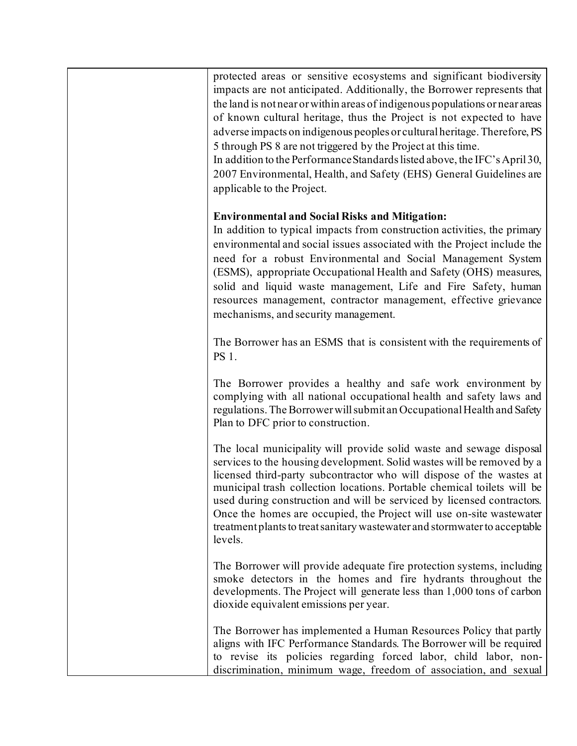| | protected areas or sensitive ecosystems and significant biodiversity impacts are not anticipated. Additionally, the Borrower represents that the land is not near or within areas of indigenous populations or near areas of known cultural heritage, thus the Project is not expected to have adverse impacts on indigenous peoples or cultural heritage. Therefore, PS 5 through PS 8 are not triggered by the Project at this time.<br>In addition to the Performance Standards listed above, the IFC's April 30, 2007 Environmental, Health, and Safety (EHS) General Guidelines are applicable to the Project.<br><br>**Environmental and Social Risks and Mitigation:**<br>In addition to typical impacts from construction activities, the primary environmental and social issues associated with the Project include the need for a robust Environmental and Social Management System (ESMS), appropriate Occupational Health and Safety (OHS) measures, solid and liquid waste management, Life and Fire Safety, human resources management, contractor management, effective grievance mechanisms, and security management.<br><br>The Borrower has an ESMS that is consistent with the requirements of PS 1.<br><br>The Borrower provides a healthy and safe work environment by complying with all national occupational health and safety laws and regulations. The Borrower will submit an Occupational Health and Safety Plan to DFC prior to construction.<br><br>The local municipality will provide solid waste and sewage disposal services to the housing development. Solid wastes will be removed by a licensed third-party subcontractor who will dispose of the wastes at municipal trash collection locations. Portable chemical toilets will be used during construction and will be serviced by licensed contractors. Once the homes are occupied, the Project will use on-site wastewater treatment plants to treat sanitary wastewater and stormwater to acceptable levels.<br><br>The Borrower will provide adequate fire protection systems, including smoke detectors in the homes and fire hydrants throughout the developments. The Project will generate less than 1,000 tons of carbon dioxide equivalent emissions per year.<br><br>The Borrower has implemented a Human Resources Policy that partly aligns with IFC Performance Standards. The Borrower will be required to revise its policies regarding forced labor, child labor, non-discrimination, minimum wage, freedom of association, and sexual |
|---|---|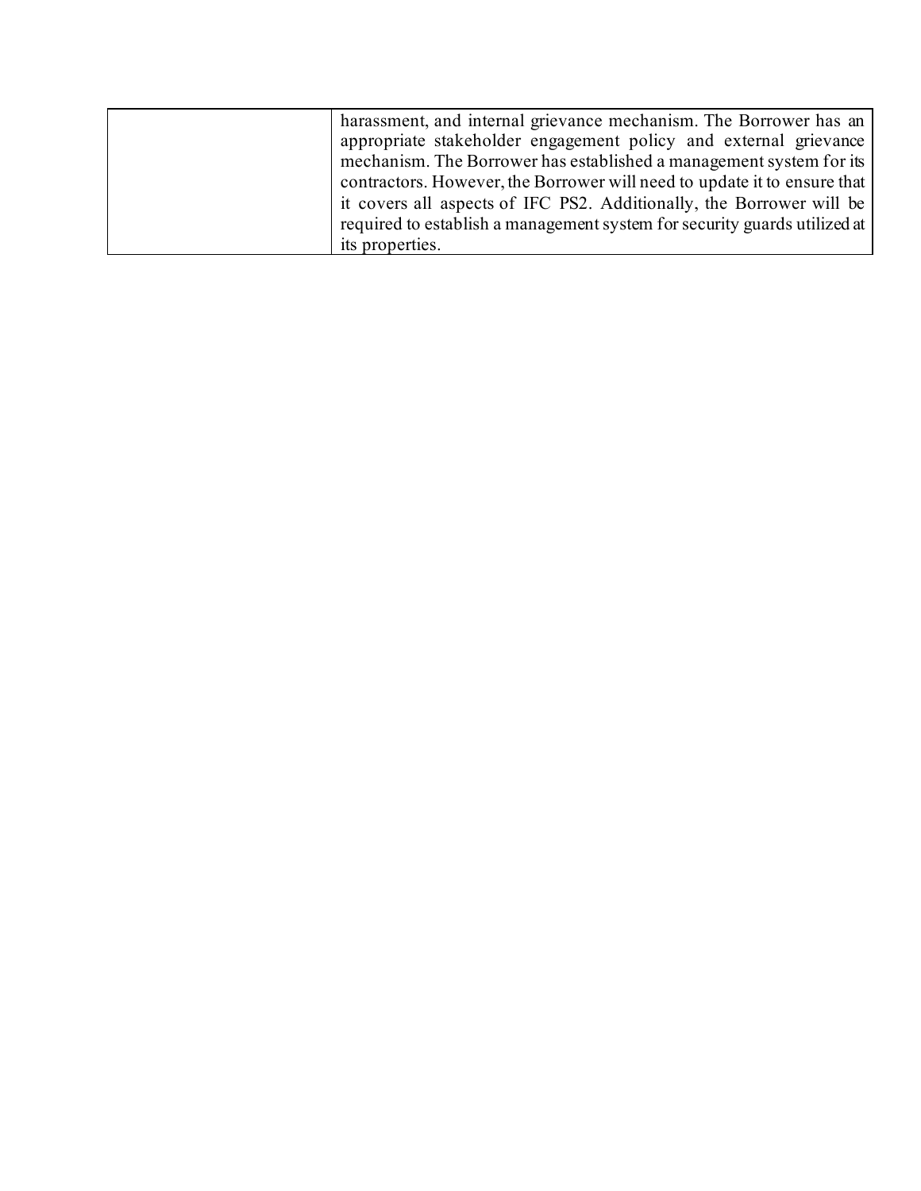| | |
|---|---|
| | harassment, and internal grievance mechanism. The Borrower has an appropriate stakeholder engagement policy and external grievance mechanism. The Borrower has established a management system for its contractors. However, the Borrower will need to update it to ensure that it covers all aspects of IFC PS2. Additionally, the Borrower will be required to establish a management system for security guards utilized at its properties. |